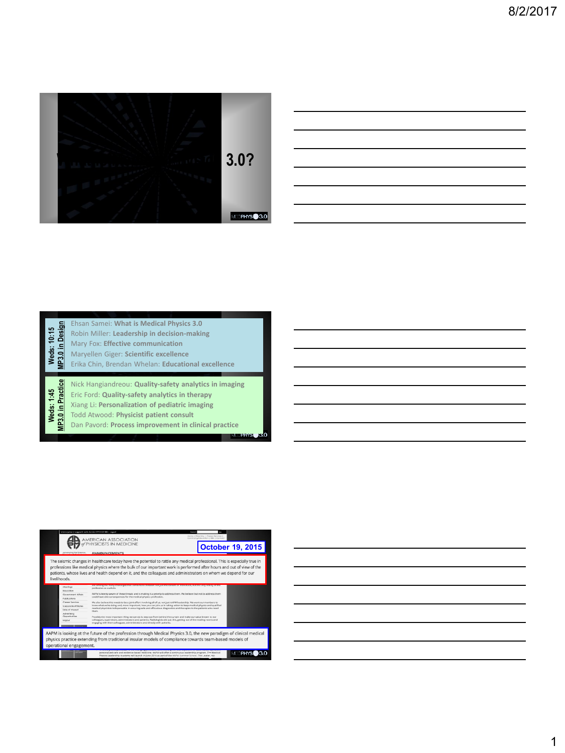3.0?

MEDPHYS 3.0

| | |
|---|---|
| **Weds: 10:15 MP3.0 in Design** | Ehsan Samei: **What is Medical Physics 3.0** |
| | Robin Miller: **Leadership in decision-making** |
| | Mary Fox: **Effective communication** |
| | Maryellen Giger: **Scientific excellence** |
| | Erika Chin, Brendan Whelan: **Educational excellence** |
| **Weds: 1:45 MP3.0 in Practice** | Nick Hangiandreou: **Quality-safety analytics in imaging** |
| | Eric Ford: **Quality-safety analytics in therapy** |
| | Xiang Li: **Personalization of pediatric imaging** |
| | Todd Atwood: **Physicist patient consult** |
| | Dan Pavord: **Process improvement in clinical practice** |

MEDPHYS 3.0

AMERICAN ASSOCIATION of PHYSICISTS IN MEDICINE

ANNOUNCEMENTS

**October 19, 2015**

The seismic changes in healthcare today have the potential to rattle any medical professional. This is especially true in professions like medical physics where the bulk of our important work is performed after hours and out of view of the patients, whose lives and health depend on it, and the colleagues and administrators on whom we depend for our livelihoods.

AAPM is looking at the future of the profession through Medical Physics 3.0, the new paradigm of clinical medical physics practice extending from traditional insular models of compliance towards team-based models of operational engagement.

MEDPHYS 3.0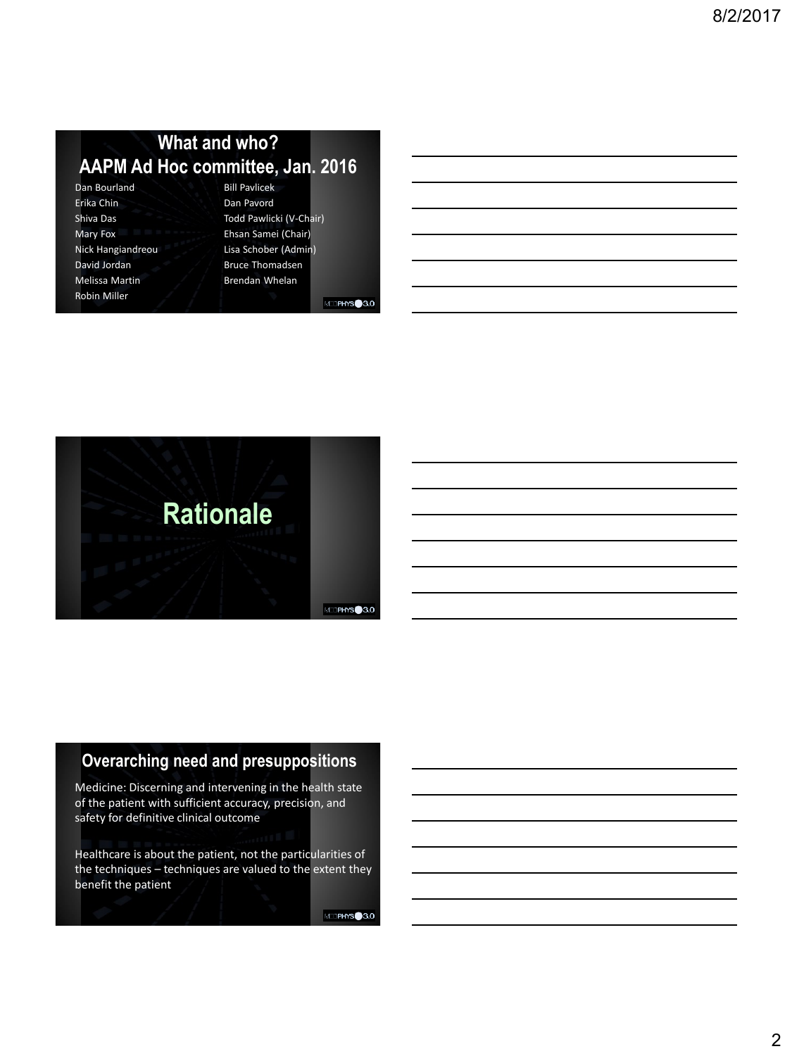## What and who?
## AAPM Ad Hoc committee, Jan. 2016

- Dan Bourland
- Erika Chin
- Shiva Das
- Mary Fox
- Nick Hangiandreou
- David Jordan
- Melissa Martin
- Robin Miller
- Bill Pavlicek
- Dan Pavord
- Todd Pawlicki (V-Chair)
- Ehsan Samei (Chair)
- Lisa Schober (Admin)
- Bruce Thomadsen
- Brendan Whelan

## Rationale

## Overarching need and presuppositions

Medicine: Discerning and intervening in the health state of the patient with sufficient accuracy, precision, and safety for definitive clinical outcome

Healthcare is about the patient, not the particularities of the techniques – techniques are valued to the extent they benefit the patient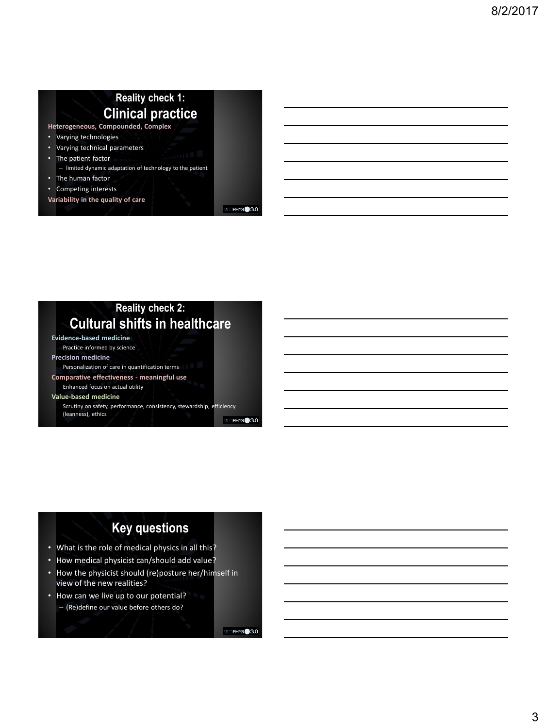## Reality check 1: Clinical practice

**Heterogeneous, Compounded, Complex**

- Varying technologies
- Varying technical parameters
- The patient factor
  - limited dynamic adaptation of technology to the patient
- The human factor
- Competing interests

**Variability in the quality of care**

## Reality check 2: Cultural shifts in healthcare

**Evidence-based medicine**

Practice informed by science

**Precision medicine**

Personalization of care in quantification terms

**Comparative effectiveness - meaningful use**

Enhanced focus on actual utility

**Value-based medicine**

Scrutiny on safety, performance, consistency, stewardship, efficiency (leanness), ethics

## Key questions

- What is the role of medical physics in all this?
- How medical physicist can/should add value?
- How the physicist should (re)posture her/himself in view of the new realities?
- How can we live up to our potential?
  - (Re)define our value before others do?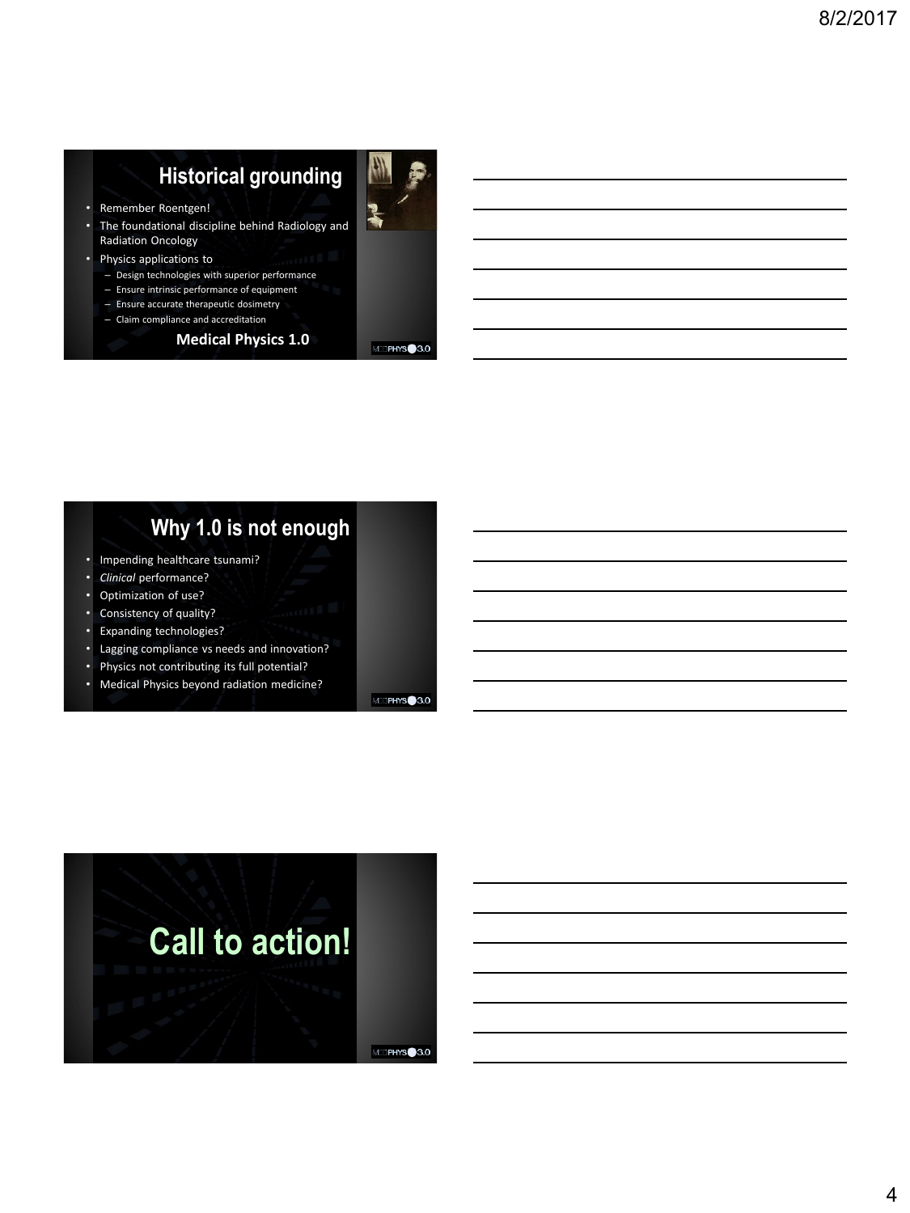## Historical grounding

- Remember Roentgen!
- The foundational discipline behind Radiology and Radiation Oncology
- Physics applications to
  - Design technologies with superior performance
  - Ensure intrinsic performance of equipment
  - Ensure accurate therapeutic dosimetry
  - Claim compliance and accreditation

**Medical Physics 1.0**

## Why 1.0 is not enough

- Impending healthcare tsunami?
- *Clinical* performance?
- Optimization of use?
- Consistency of quality?
- Expanding technologies?
- Lagging compliance vs needs and innovation?
- Physics not contributing its full potential?
- Medical Physics beyond radiation medicine?

# Call to action!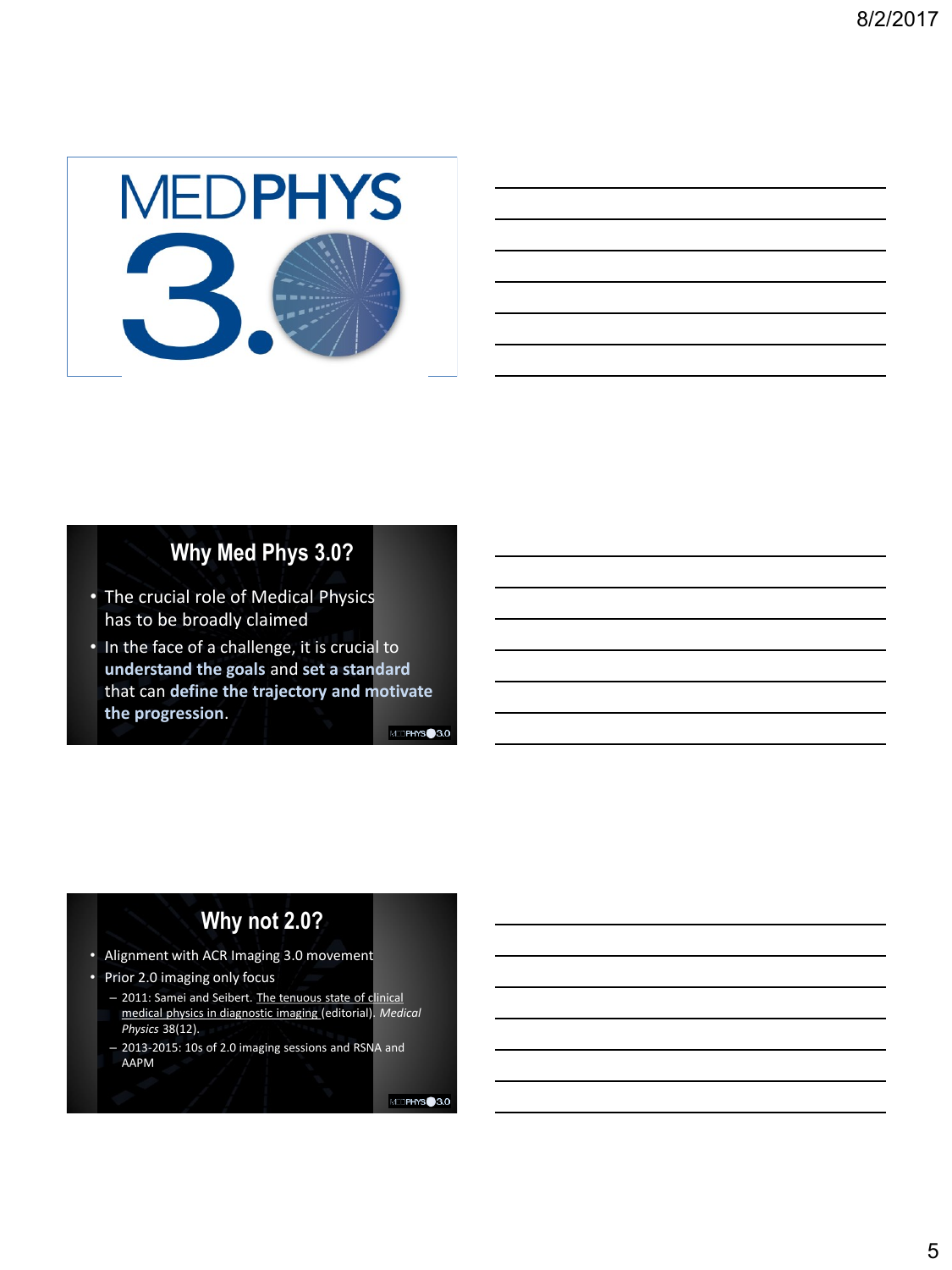# MEDPHYS 3.0

## Why Med Phys 3.0?

- The crucial role of Medical Physics has to be broadly claimed
- In the face of a challenge, it is crucial to **understand the goals** and **set a standard** that can **define the trajectory and motivate the progression**.

## Why not 2.0?

- Alignment with ACR Imaging 3.0 movement
- Prior 2.0 imaging only focus
  - 2011: Samei and Seibert. The tenuous state of clinical medical physics in diagnostic imaging (editorial). *Medical Physics* 38(12).
  - 2013-2015: 10s of 2.0 imaging sessions and RSNA and AAPM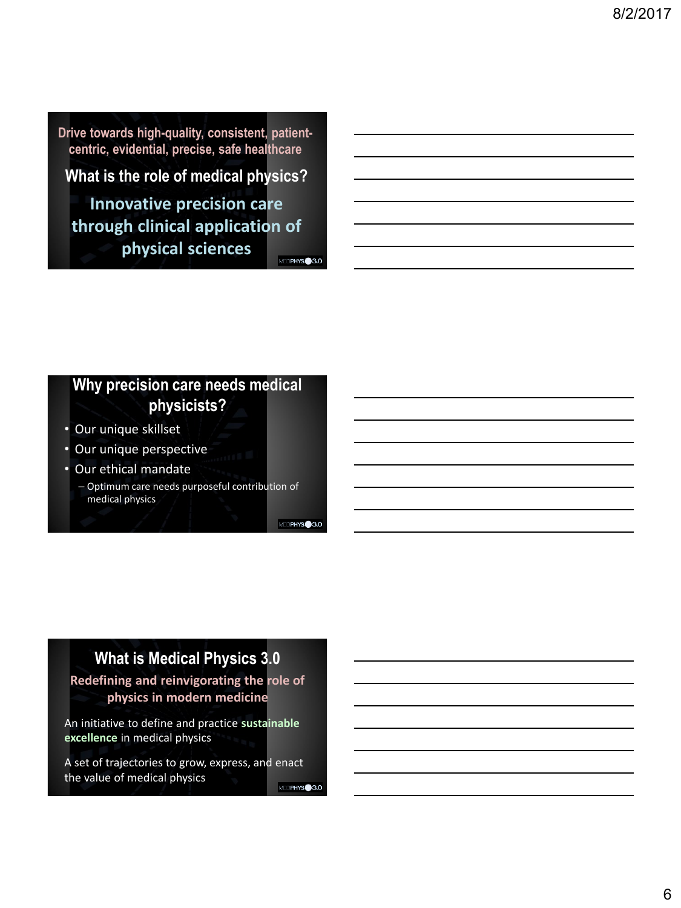Drive towards high-quality, consistent, patient-centric, evidential, precise, safe healthcare

## What is the role of medical physics?

**Innovative precision care through clinical application of physical sciences**

MEDPHYS 3.0

## Why precision care needs medical physicists?

- Our unique skillset
- Our unique perspective
- Our ethical mandate
  - Optimum care needs purposeful contribution of medical physics

MEDPHYS 3.0

## What is Medical Physics 3.0

**Redefining and reinvigorating the role of physics in modern medicine**

An initiative to define and practice **sustainable excellence** in medical physics

A set of trajectories to grow, express, and enact the value of medical physics

MEDPHYS 3.0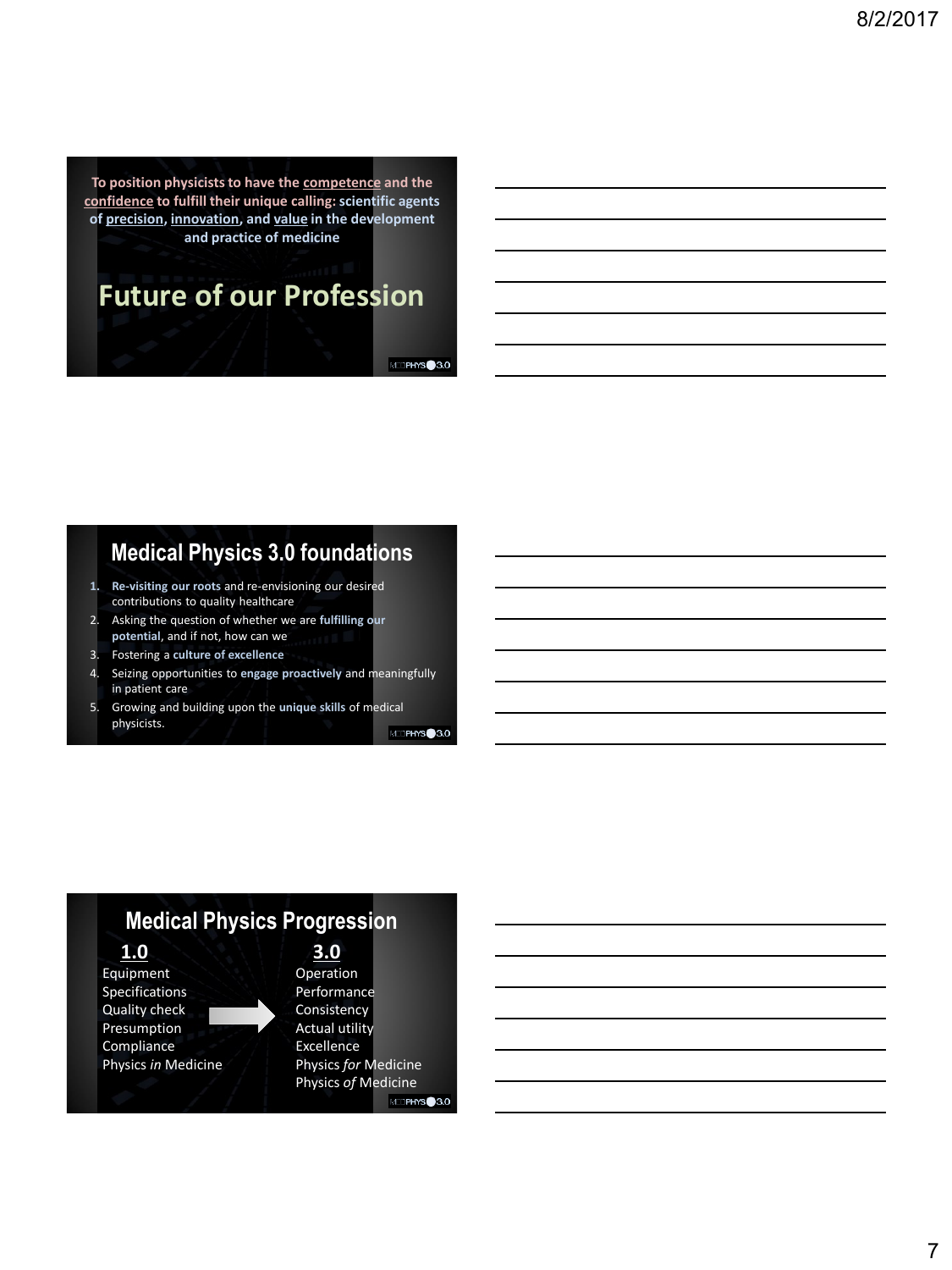To position physicists to have the competence and the confidence to fulfill their unique calling: scientific agents of precision, innovation, and value in the development and practice of medicine

# Future of our Profession

## Medical Physics 3.0 foundations

1. **Re-visiting our roots** and re-envisioning our desired contributions to quality healthcare
2. Asking the question of whether we are **fulfilling our potential**, and if not, how can we
3. Fostering a **culture of excellence**
4. Seizing opportunities to **engage proactively** and meaningfully in patient care
5. Growing and building upon the **unique skills** of medical physicists.

## Medical Physics Progression

| 1.0 | | 3.0 |
|---|---|---|
| Equipment | → | Operation |
| Specifications | | Performance |
| Quality check | | Consistency |
| Presumption | | Actual utility |
| Compliance | | Excellence |
| Physics *in* Medicine | | Physics *for* Medicine |
| | | Physics *of* Medicine |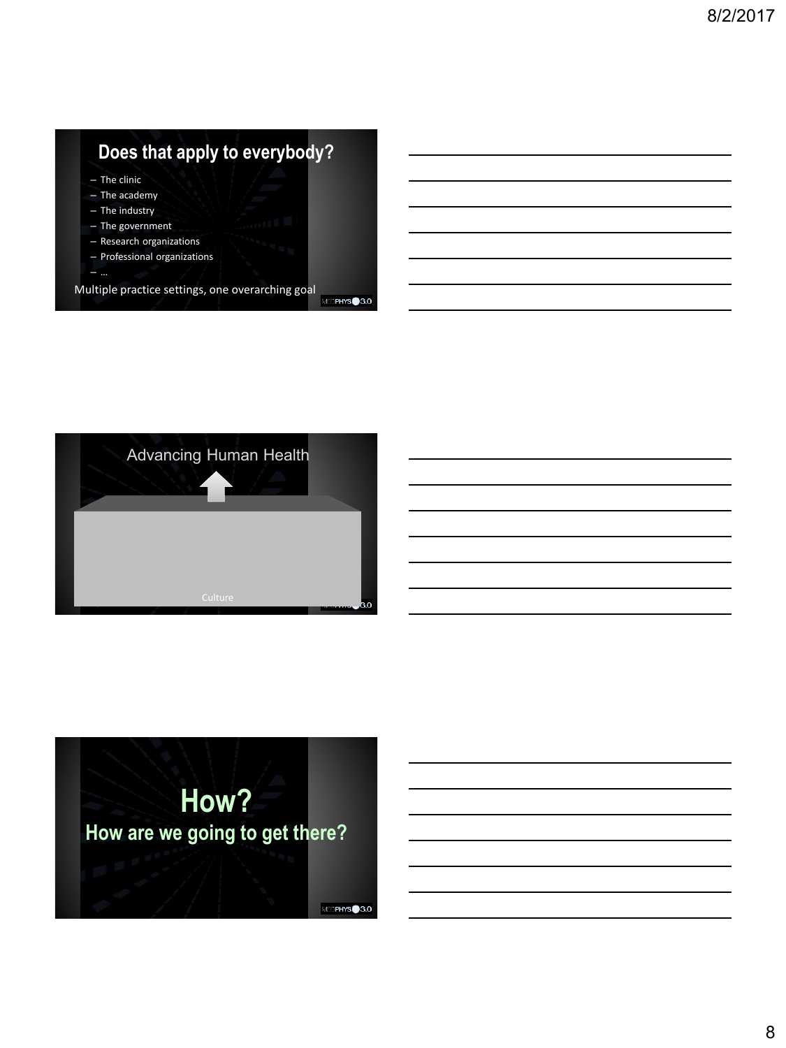## Does that apply to everybody?

- The clinic
- The academy
- The industry
- The government
- Research organizations
- Professional organizations
- …

Multiple practice settings, one overarching goal

## Advancing Human Health

Culture

## How?

### How are we going to get there?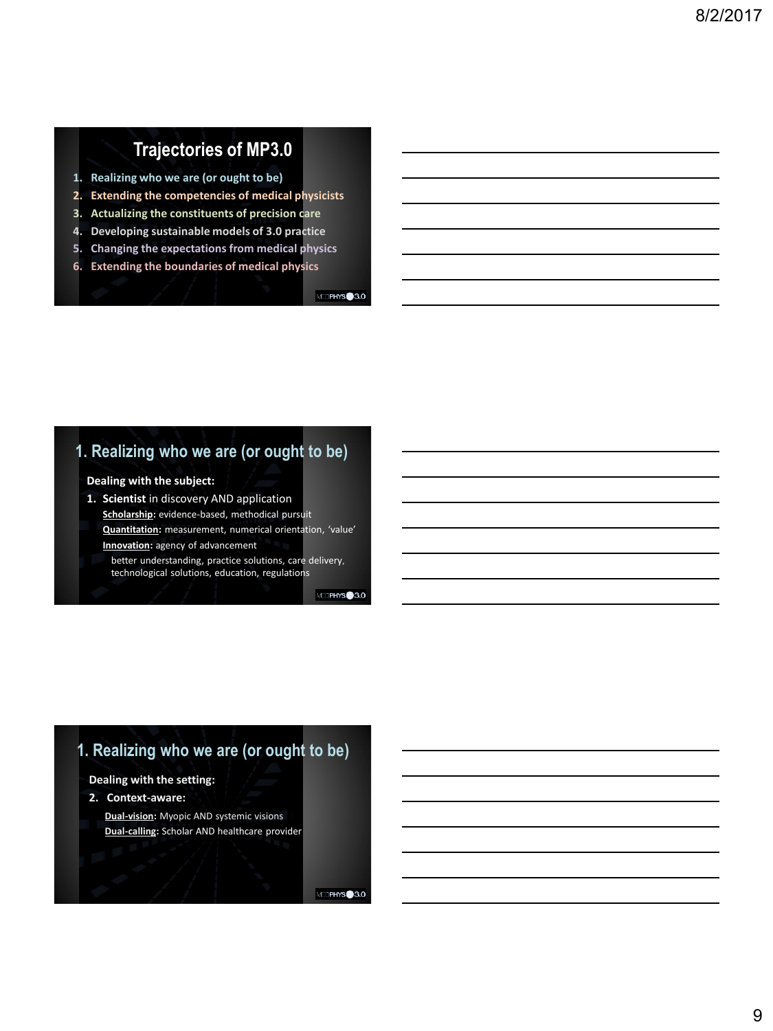## Trajectories of MP3.0

1. Realizing who we are (or ought to be)
2. Extending the competencies of medical physicists
3. Actualizing the constituents of precision care
4. Developing sustainable models of 3.0 practice
5. Changing the expectations from medical physics
6. Extending the boundaries of medical physics

## 1. Realizing who we are (or ought to be)

**Dealing with the subject:**

1. **Scientist** in discovery AND application
   - **Scholarship:** evidence-based, methodical pursuit
   - **Quantitation:** measurement, numerical orientation, 'value'
   - **Innovation:** agency of advancement
     - better understanding, practice solutions, care delivery, technological solutions, education, regulations

## 1. Realizing who we are (or ought to be)

**Dealing with the setting:**

2. **Context-aware:**
   - **Dual-vision:** Myopic AND systemic visions
   - **Dual-calling:** Scholar AND healthcare provider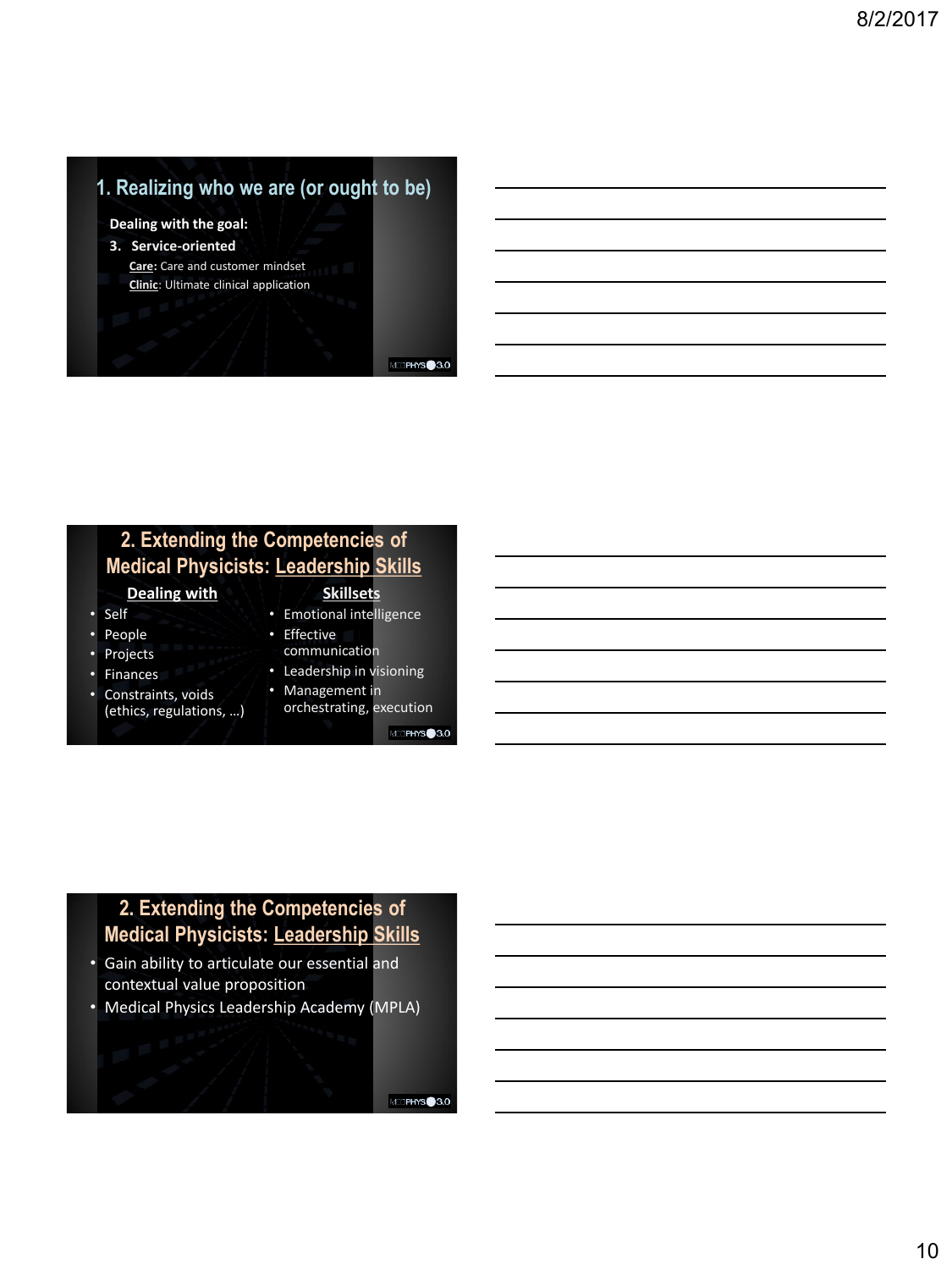## 1. Realizing who we are (or ought to be)

**Dealing with the goal:**

**3. Service-oriented**

**Care**: Care and customer mindset

**Clinic**: Ultimate clinical application

## 2. Extending the Competencies of Medical Physicists: Leadership Skills

**Dealing with**

- Self
- People
- Projects
- Finances
- Constraints, voids (ethics, regulations, …)

**Skillsets**

- Emotional intelligence
- Effective communication
- Leadership in visioning
- Management in orchestrating, execution

## 2. Extending the Competencies of Medical Physicists: Leadership Skills

- Gain ability to articulate our essential and contextual value proposition
- Medical Physics Leadership Academy (MPLA)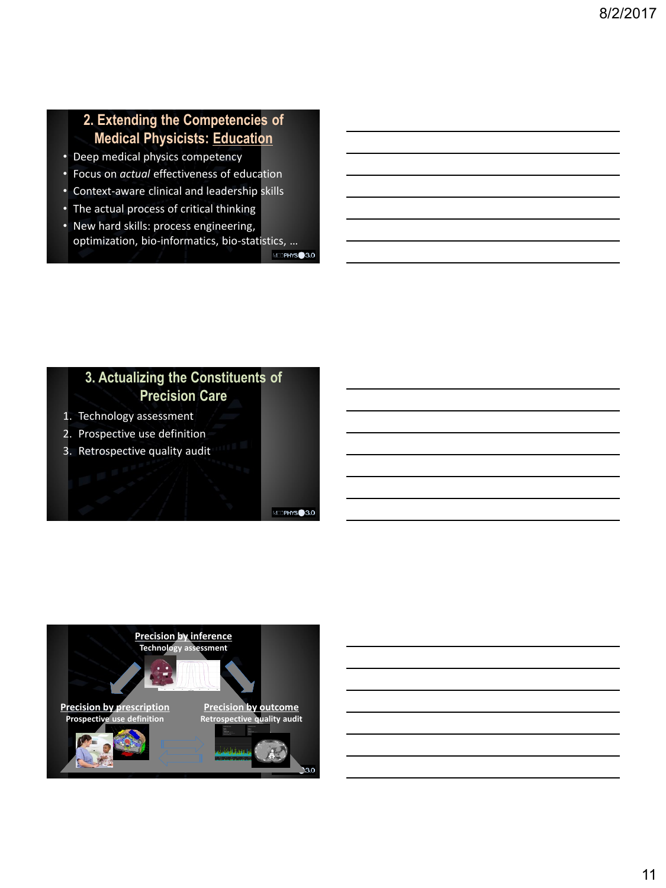## 2. Extending the Competencies of Medical Physicists: Education

- Deep medical physics competency
- Focus on *actual* effectiveness of education
- Context-aware clinical and leadership skills
- The actual process of critical thinking
- New hard skills: process engineering, optimization, bio-informatics, bio-statistics, …

## 3. Actualizing the Constituents of Precision Care

1. Technology assessment
2. Prospective use definition
3. Retrospective quality audit

**Precision by inference**
**Technology assessment**

**Precision by prescription**
**Prospective use definition**

**Precision by outcome**
**Retrospective quality audit**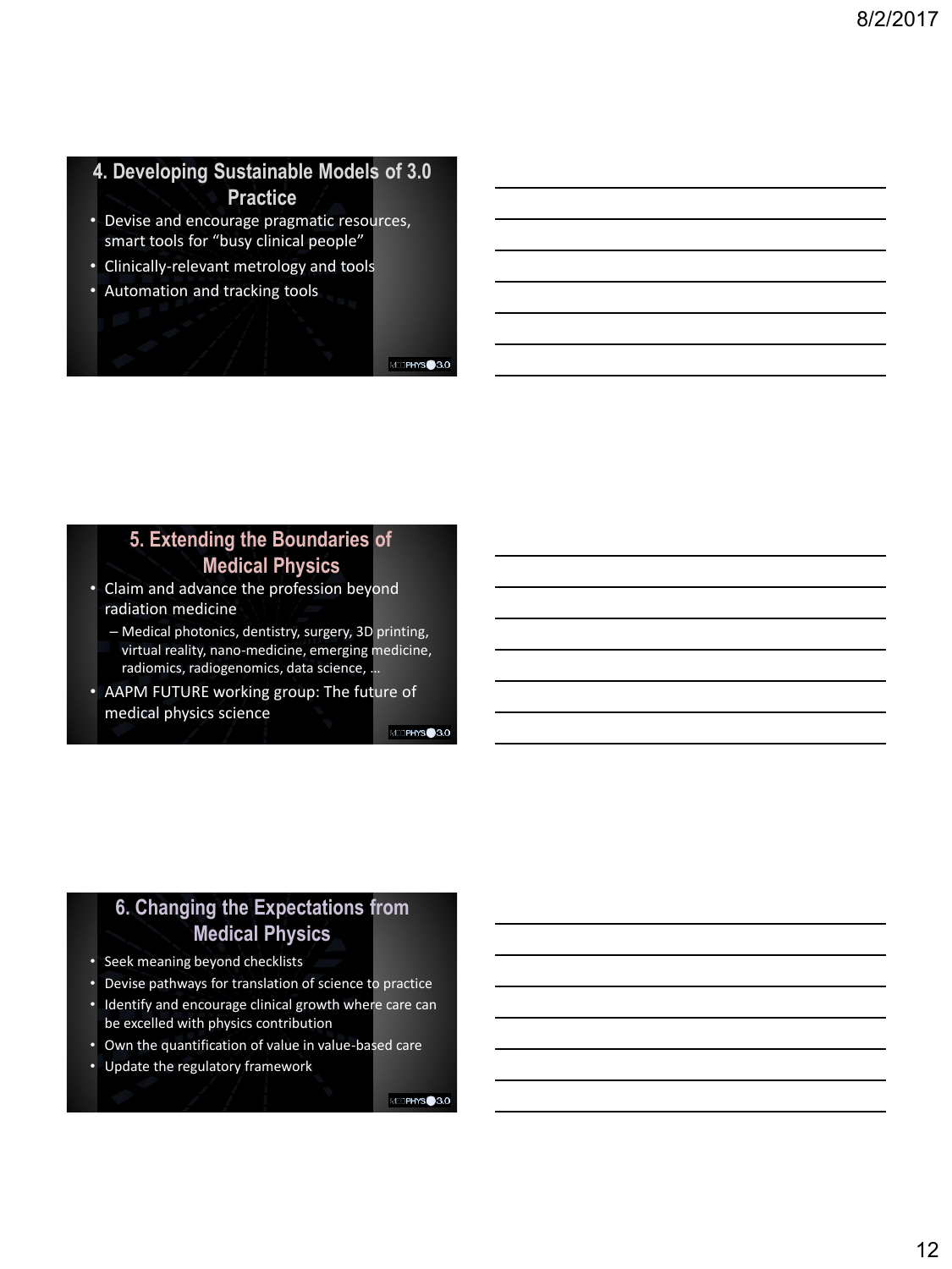## 4. Developing Sustainable Models of 3.0 Practice

- Devise and encourage pragmatic resources, smart tools for "busy clinical people"
- Clinically-relevant metrology and tools
- Automation and tracking tools

## 5. Extending the Boundaries of Medical Physics

- Claim and advance the profession beyond radiation medicine
  - Medical photonics, dentistry, surgery, 3D printing, virtual reality, nano-medicine, emerging medicine, radiomics, radiogenomics, data science, …
- AAPM FUTURE working group: The future of medical physics science

## 6. Changing the Expectations from Medical Physics

- Seek meaning beyond checklists
- Devise pathways for translation of science to practice
- Identify and encourage clinical growth where care can be excelled with physics contribution
- Own the quantification of value in value-based care
- Update the regulatory framework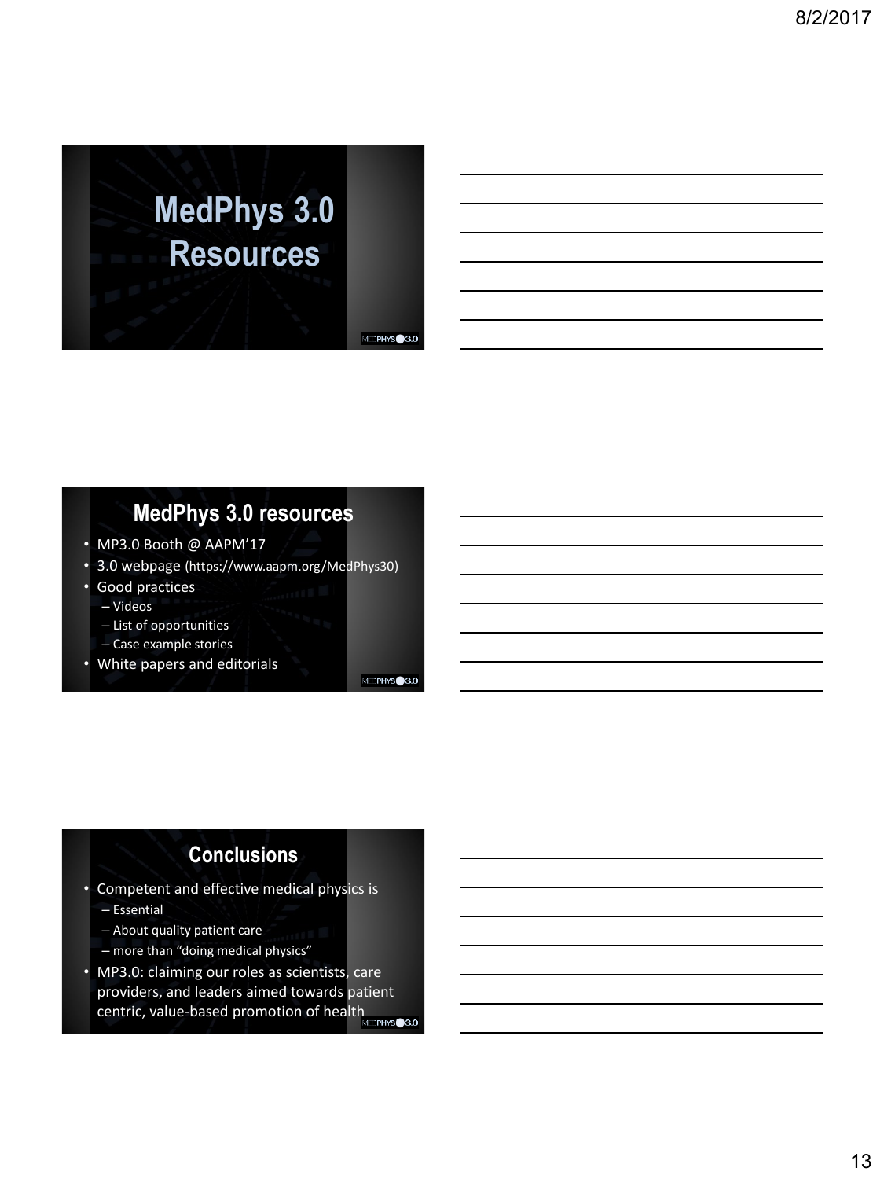# MedPhys 3.0 Resources

## MedPhys 3.0 resources

- MP3.0 Booth @ AAPM'17
- 3.0 webpage (https://www.aapm.org/MedPhys30)
- Good practices
  - Videos
  - List of opportunities
  - Case example stories
- White papers and editorials

## Conclusions

- Competent and effective medical physics is
  - Essential
  - About quality patient care
  - more than "doing medical physics"
- MP3.0: claiming our roles as scientists, care providers, and leaders aimed towards patient centric, value-based promotion of health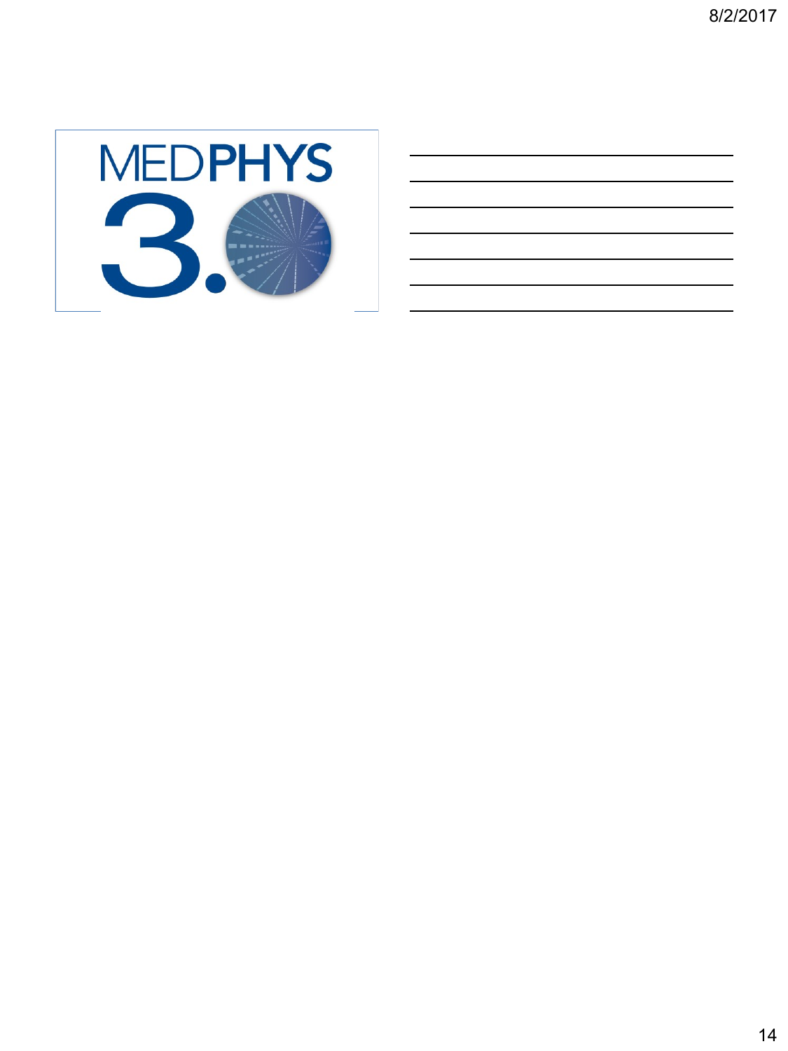MEDPHYS

3.0